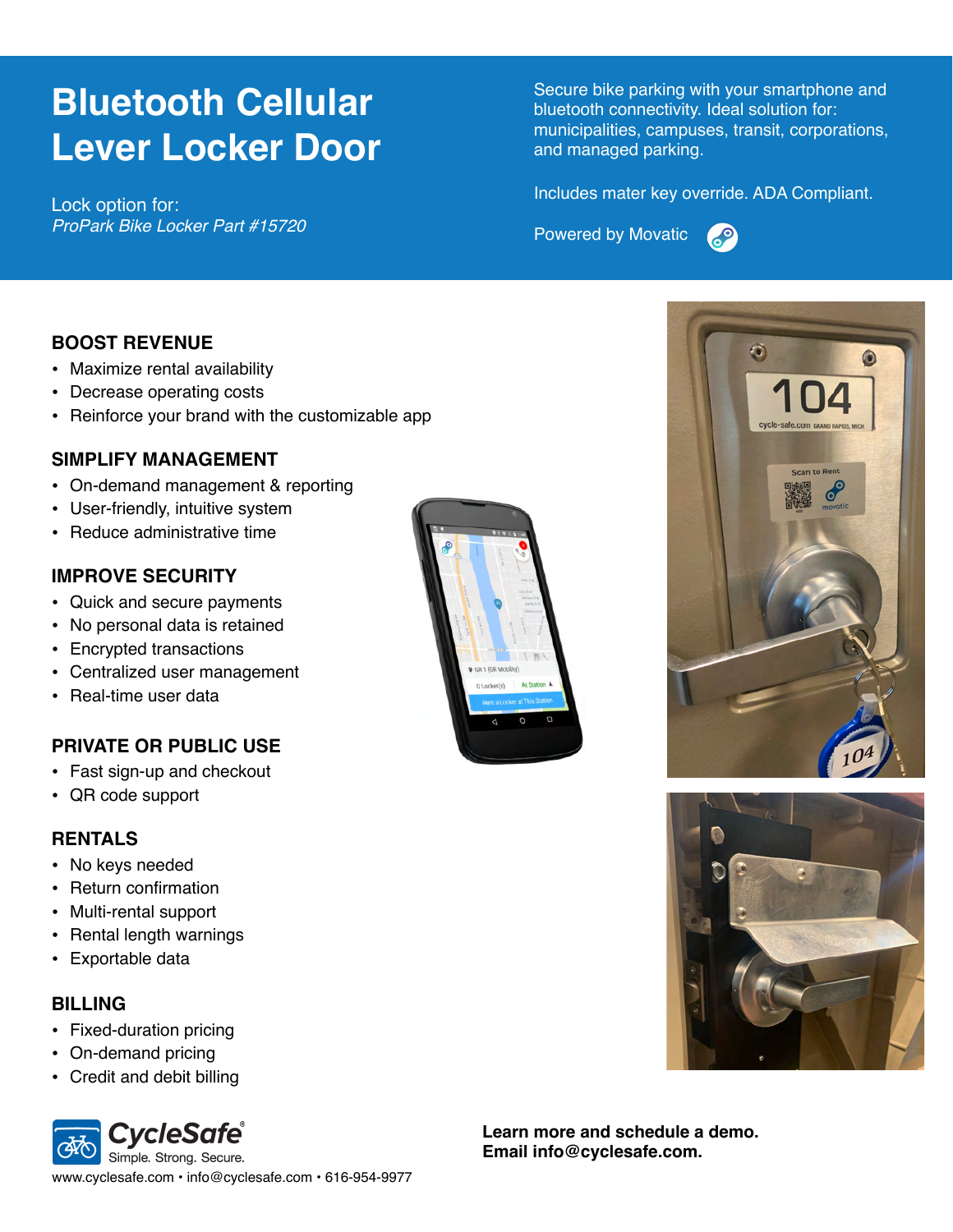# Bluetooth Cellular Lever Locker Door

Lock option for:
*ProPark Bike Locker Part #15720*

Secure bike parking with your smartphone and bluetooth connectivity. Ideal solution for: municipalities, campuses, transit, corporations, and managed parking.

Includes mater key override. ADA Compliant.

Powered by Movatic

## BOOST REVENUE

- Maximize rental availability
- Decrease operating costs
- Reinforce your brand with the customizable app

## SIMPLIFY MANAGEMENT

- On-demand management & reporting
- User-friendly, intuitive system
- Reduce administrative time

## IMPROVE SECURITY

- Quick and secure payments
- No personal data is retained
- Encrypted transactions
- Centralized user management
- Real-time user data

## PRIVATE OR PUBLIC USE

- Fast sign-up and checkout
- QR code support

## RENTALS

- No keys needed
- Return confirmation
- Multi-rental support
- Rental length warnings
- Exportable data

## BILLING

- Fixed-duration pricing
- On-demand pricing
- Credit and debit billing

**CycleSafe®**
Simple. Strong. Secure.

www.cyclesafe.com • info@cyclesafe.com • 616-954-9977

**Learn more and schedule a demo.**
**Email info@cyclesafe.com.**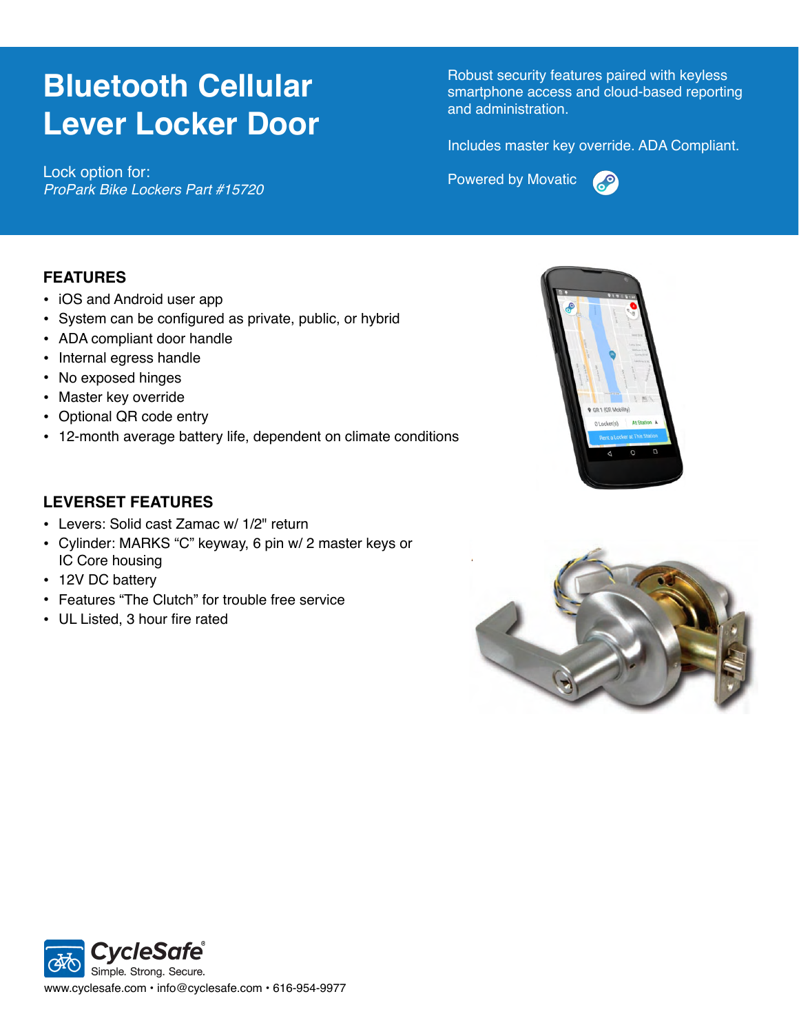# Bluetooth Cellular Lever Locker Door

Lock option for:
*ProPark Bike Lockers Part #15720*

Robust security features paired with keyless smartphone access and cloud-based reporting and administration.

Includes master key override. ADA Compliant.

Powered by Movatic

## FEATURES

- iOS and Android user app
- System can be configured as private, public, or hybrid
- ADA compliant door handle
- Internal egress handle
- No exposed hinges
- Master key override
- Optional QR code entry
- 12-month average battery life, dependent on climate conditions

## LEVERSET FEATURES

- Levers: Solid cast Zamac w/ 1/2" return
- Cylinder: MARKS “C” keyway, 6 pin w/ 2 master keys or IC Core housing
- 12V DC battery
- Features “The Clutch” for trouble free service
- UL Listed, 3 hour fire rated

CycleSafe®
Simple. Strong. Secure.

www.cyclesafe.com • info@cyclesafe.com • 616-954-9977